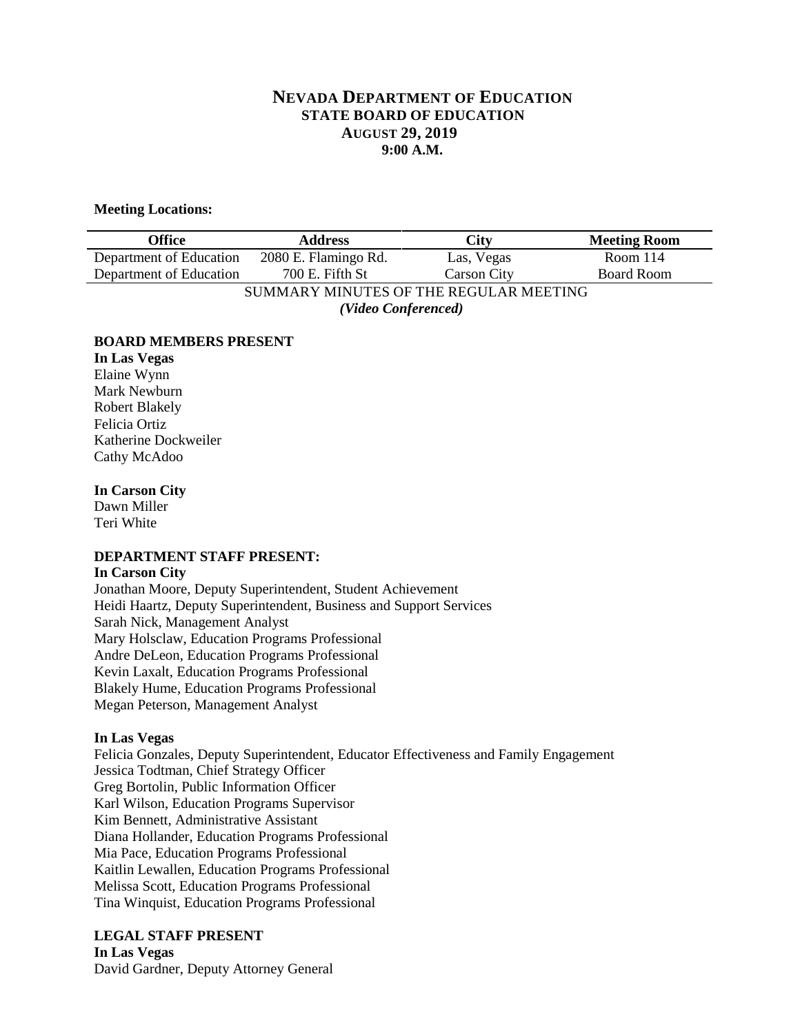# NEVADA DEPARTMENT OF EDUCATION
## STATE BOARD OF EDUCATION
### AUGUST 29, 2019
### 9:00 A.M.

**Meeting Locations:**

| Office | Address | City | Meeting Room |
|---|---|---|---|
| Department of Education | 2080 E. Flamingo Rd. | Las, Vegas | Room 114 |
| Department of Education | 700 E. Fifth St | Carson City | Board Room |

SUMMARY MINUTES OF THE REGULAR MEETING

***(Video Conferenced)***

**BOARD MEMBERS PRESENT**

**In Las Vegas**

Elaine Wynn
Mark Newburn
Robert Blakely
Felicia Ortiz
Katherine Dockweiler
Cathy McAdoo

**In Carson City**

Dawn Miller
Teri White

**DEPARTMENT STAFF PRESENT:**

**In Carson City**

Jonathan Moore, Deputy Superintendent, Student Achievement
Heidi Haartz, Deputy Superintendent, Business and Support Services
Sarah Nick, Management Analyst
Mary Holsclaw, Education Programs Professional
Andre DeLeon, Education Programs Professional
Kevin Laxalt, Education Programs Professional
Blakely Hume, Education Programs Professional
Megan Peterson, Management Analyst

**In Las Vegas**

Felicia Gonzales, Deputy Superintendent, Educator Effectiveness and Family Engagement
Jessica Todtman, Chief Strategy Officer
Greg Bortolin, Public Information Officer
Karl Wilson, Education Programs Supervisor
Kim Bennett, Administrative Assistant
Diana Hollander, Education Programs Professional
Mia Pace, Education Programs Professional
Kaitlin Lewallen, Education Programs Professional
Melissa Scott, Education Programs Professional
Tina Winquist, Education Programs Professional

**LEGAL STAFF PRESENT**

**In Las Vegas**

David Gardner, Deputy Attorney General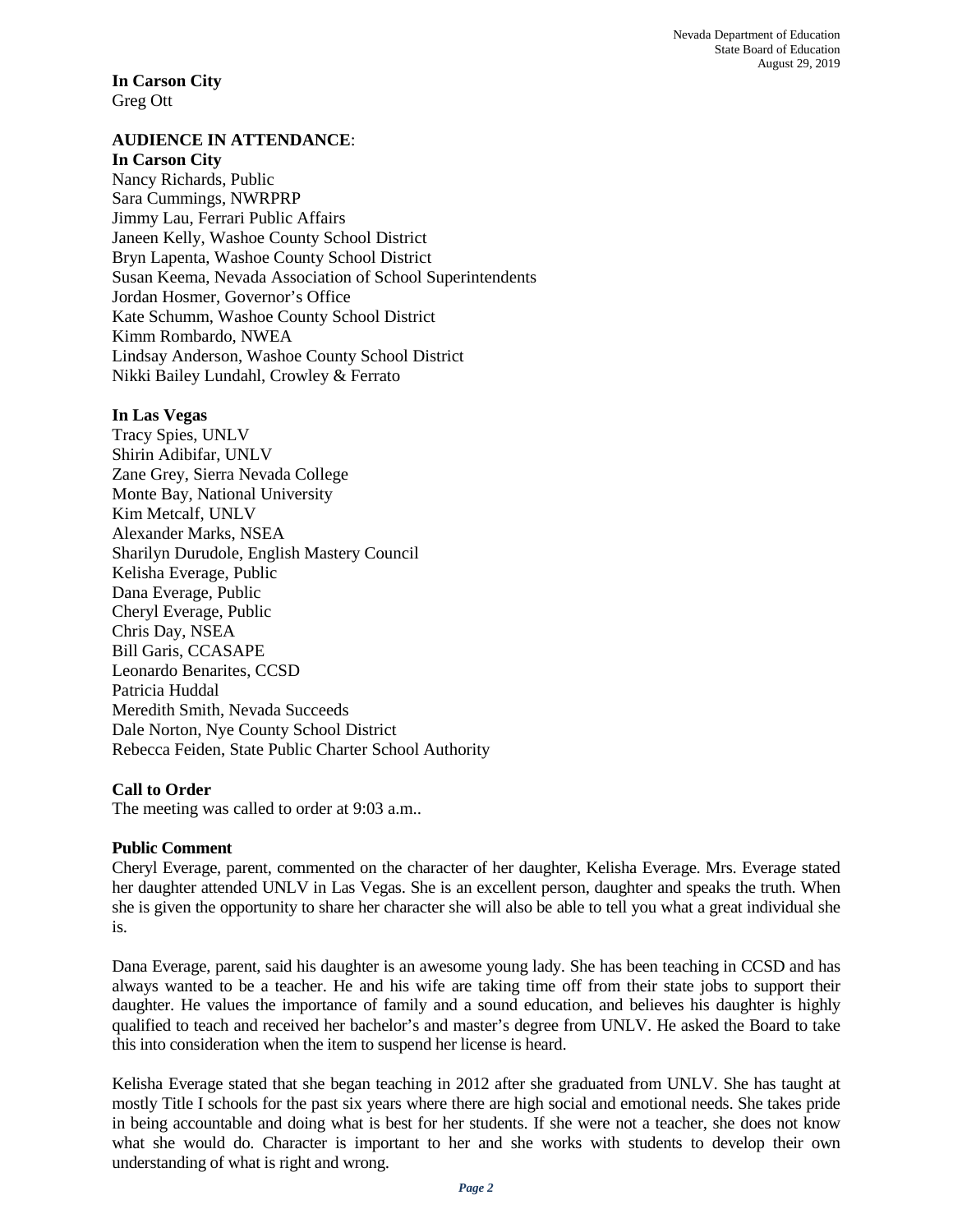**In Carson City**
Greg Ott

**AUDIENCE IN ATTENDANCE**:

**In Carson City**
Nancy Richards, Public
Sara Cummings, NWRPRP
Jimmy Lau, Ferrari Public Affairs
Janeen Kelly, Washoe County School District
Bryn Lapenta, Washoe County School District
Susan Keema, Nevada Association of School Superintendents
Jordan Hosmer, Governor's Office
Kate Schumm, Washoe County School District
Kimm Rombardo, NWEA
Lindsay Anderson, Washoe County School District
Nikki Bailey Lundahl, Crowley & Ferrato

**In Las Vegas**
Tracy Spies, UNLV
Shirin Adibifar, UNLV
Zane Grey, Sierra Nevada College
Monte Bay, National University
Kim Metcalf, UNLV
Alexander Marks, NSEA
Sharilyn Durudole, English Mastery Council
Kelisha Everage, Public
Dana Everage, Public
Cheryl Everage, Public
Chris Day, NSEA
Bill Garis, CCASAPE
Leonardo Benarites, CCSD
Patricia Huddal
Meredith Smith, Nevada Succeeds
Dale Norton, Nye County School District
Rebecca Feiden, State Public Charter School Authority

**Call to Order**
The meeting was called to order at 9:03 a.m..

**Public Comment**
Cheryl Everage, parent, commented on the character of her daughter, Kelisha Everage. Mrs. Everage stated her daughter attended UNLV in Las Vegas. She is an excellent person, daughter and speaks the truth. When she is given the opportunity to share her character she will also be able to tell you what a great individual she is.

Dana Everage, parent, said his daughter is an awesome young lady. She has been teaching in CCSD and has always wanted to be a teacher. He and his wife are taking time off from their state jobs to support their daughter. He values the importance of family and a sound education, and believes his daughter is highly qualified to teach and received her bachelor's and master's degree from UNLV. He asked the Board to take this into consideration when the item to suspend her license is heard.

Kelisha Everage stated that she began teaching in 2012 after she graduated from UNLV. She has taught at mostly Title I schools for the past six years where there are high social and emotional needs. She takes pride in being accountable and doing what is best for her students. If she were not a teacher, she does not know what she would do. Character is important to her and she works with students to develop their own understanding of what is right and wrong.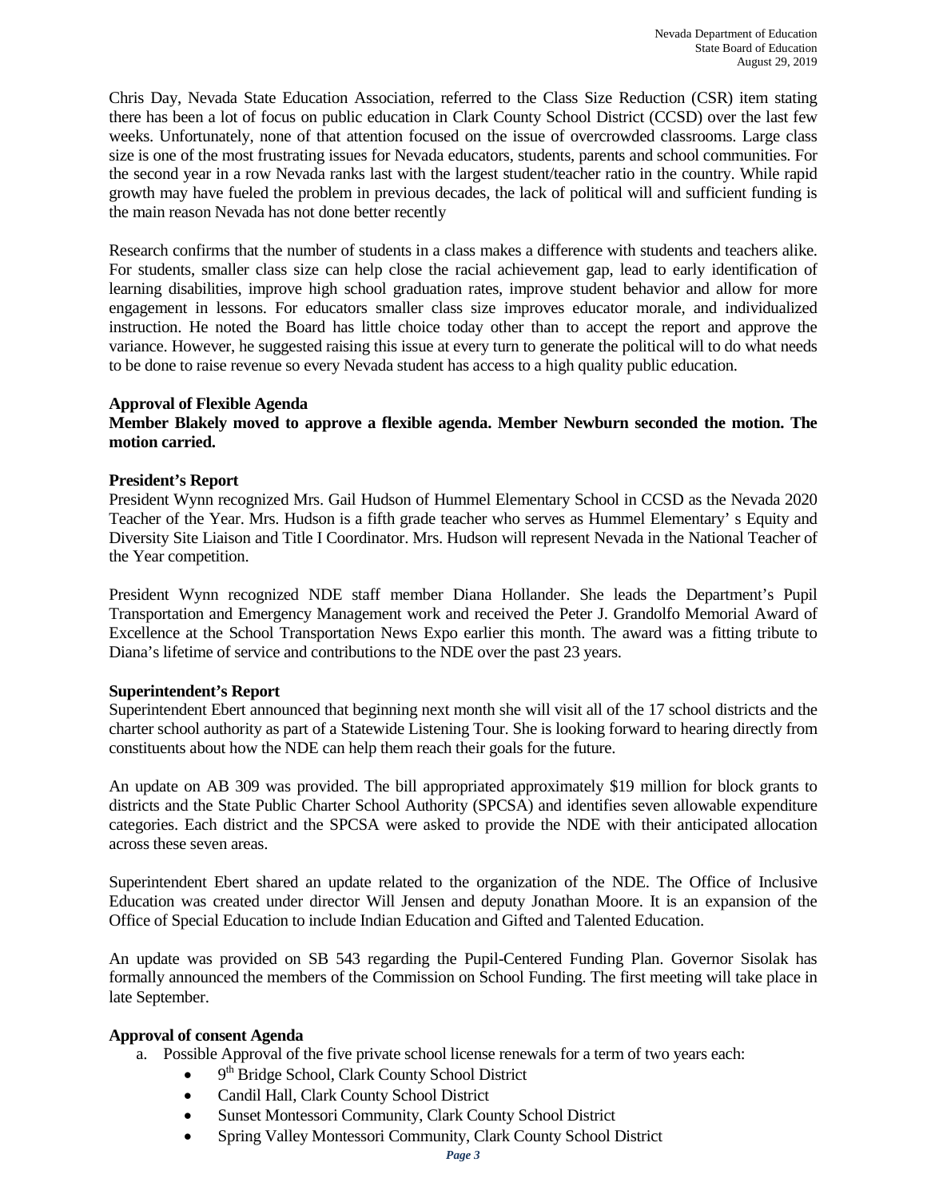Chris Day, Nevada State Education Association, referred to the Class Size Reduction (CSR) item stating there has been a lot of focus on public education in Clark County School District (CCSD) over the last few weeks. Unfortunately, none of that attention focused on the issue of overcrowded classrooms. Large class size is one of the most frustrating issues for Nevada educators, students, parents and school communities. For the second year in a row Nevada ranks last with the largest student/teacher ratio in the country. While rapid growth may have fueled the problem in previous decades, the lack of political will and sufficient funding is the main reason Nevada has not done better recently

Research confirms that the number of students in a class makes a difference with students and teachers alike. For students, smaller class size can help close the racial achievement gap, lead to early identification of learning disabilities, improve high school graduation rates, improve student behavior and allow for more engagement in lessons. For educators smaller class size improves educator morale, and individualized instruction. He noted the Board has little choice today other than to accept the report and approve the variance. However, he suggested raising this issue at every turn to generate the political will to do what needs to be done to raise revenue so every Nevada student has access to a high quality public education.

**Approval of Flexible Agenda**

**Member Blakely moved to approve a flexible agenda. Member Newburn seconded the motion. The motion carried.**

**President's Report**

President Wynn recognized Mrs. Gail Hudson of Hummel Elementary School in CCSD as the Nevada 2020 Teacher of the Year. Mrs. Hudson is a fifth grade teacher who serves as Hummel Elementary' s Equity and Diversity Site Liaison and Title I Coordinator. Mrs. Hudson will represent Nevada in the National Teacher of the Year competition.

President Wynn recognized NDE staff member Diana Hollander. She leads the Department's Pupil Transportation and Emergency Management work and received the Peter J. Grandolfo Memorial Award of Excellence at the School Transportation News Expo earlier this month. The award was a fitting tribute to Diana's lifetime of service and contributions to the NDE over the past 23 years.

**Superintendent's Report**

Superintendent Ebert announced that beginning next month she will visit all of the 17 school districts and the charter school authority as part of a Statewide Listening Tour. She is looking forward to hearing directly from constituents about how the NDE can help them reach their goals for the future.

An update on AB 309 was provided. The bill appropriated approximately $19 million for block grants to districts and the State Public Charter School Authority (SPCSA) and identifies seven allowable expenditure categories. Each district and the SPCSA were asked to provide the NDE with their anticipated allocation across these seven areas.

Superintendent Ebert shared an update related to the organization of the NDE. The Office of Inclusive Education was created under director Will Jensen and deputy Jonathan Moore. It is an expansion of the Office of Special Education to include Indian Education and Gifted and Talented Education.

An update was provided on SB 543 regarding the Pupil-Centered Funding Plan. Governor Sisolak has formally announced the members of the Commission on School Funding. The first meeting will take place in late September.

**Approval of consent Agenda**

a. Possible Approval of the five private school license renewals for a term of two years each:
   - 9th Bridge School, Clark County School District
   - Candil Hall, Clark County School District
   - Sunset Montessori Community, Clark County School District
   - Spring Valley Montessori Community, Clark County School District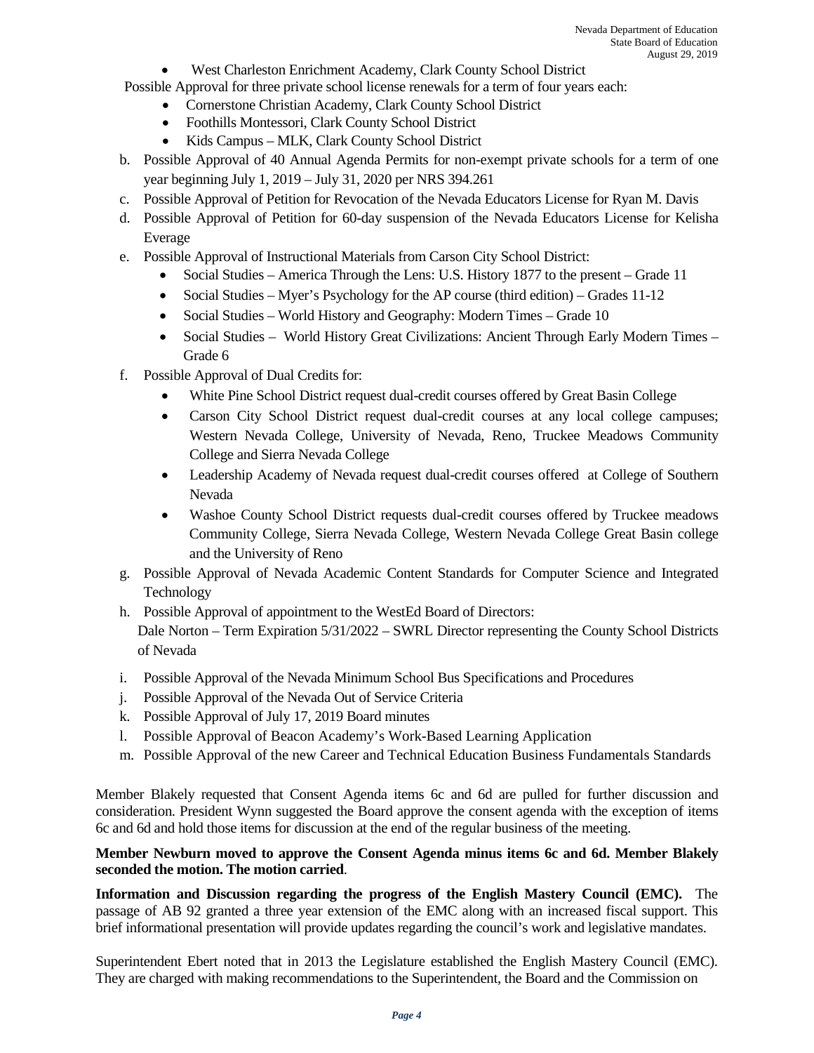- West Charleston Enrichment Academy, Clark County School District

Possible Approval for three private school license renewals for a term of four years each:

- Cornerstone Christian Academy, Clark County School District
- Foothills Montessori, Clark County School District
- Kids Campus – MLK, Clark County School District

b. Possible Approval of 40 Annual Agenda Permits for non-exempt private schools for a term of one year beginning July 1, 2019 – July 31, 2020 per NRS 394.261

c. Possible Approval of Petition for Revocation of the Nevada Educators License for Ryan M. Davis

d. Possible Approval of Petition for 60-day suspension of the Nevada Educators License for Kelisha Everage

e. Possible Approval of Instructional Materials from Carson City School District:
   - Social Studies – America Through the Lens: U.S. History 1877 to the present – Grade 11
   - Social Studies – Myer's Psychology for the AP course (third edition) – Grades 11-12
   - Social Studies – World History and Geography: Modern Times – Grade 10
   - Social Studies – World History Great Civilizations: Ancient Through Early Modern Times – Grade 6

f. Possible Approval of Dual Credits for:
   - White Pine School District request dual-credit courses offered by Great Basin College
   - Carson City School District request dual-credit courses at any local college campuses; Western Nevada College, University of Nevada, Reno, Truckee Meadows Community College and Sierra Nevada College
   - Leadership Academy of Nevada request dual-credit courses offered at College of Southern Nevada
   - Washoe County School District requests dual-credit courses offered by Truckee meadows Community College, Sierra Nevada College, Western Nevada College Great Basin college and the University of Reno

g. Possible Approval of Nevada Academic Content Standards for Computer Science and Integrated Technology

h. Possible Approval of appointment to the WestEd Board of Directors:
   Dale Norton – Term Expiration 5/31/2022 – SWRL Director representing the County School Districts of Nevada

i. Possible Approval of the Nevada Minimum School Bus Specifications and Procedures

j. Possible Approval of the Nevada Out of Service Criteria

k. Possible Approval of July 17, 2019 Board minutes

l. Possible Approval of Beacon Academy's Work-Based Learning Application

m. Possible Approval of the new Career and Technical Education Business Fundamentals Standards

Member Blakely requested that Consent Agenda items 6c and 6d are pulled for further discussion and consideration. President Wynn suggested the Board approve the consent agenda with the exception of items 6c and 6d and hold those items for discussion at the end of the regular business of the meeting.

**Member Newburn moved to approve the Consent Agenda minus items 6c and 6d. Member Blakely seconded the motion. The motion carried**.

**Information and Discussion regarding the progress of the English Mastery Council (EMC).** The passage of AB 92 granted a three year extension of the EMC along with an increased fiscal support. This brief informational presentation will provide updates regarding the council's work and legislative mandates.

Superintendent Ebert noted that in 2013 the Legislature established the English Mastery Council (EMC). They are charged with making recommendations to the Superintendent, the Board and the Commission on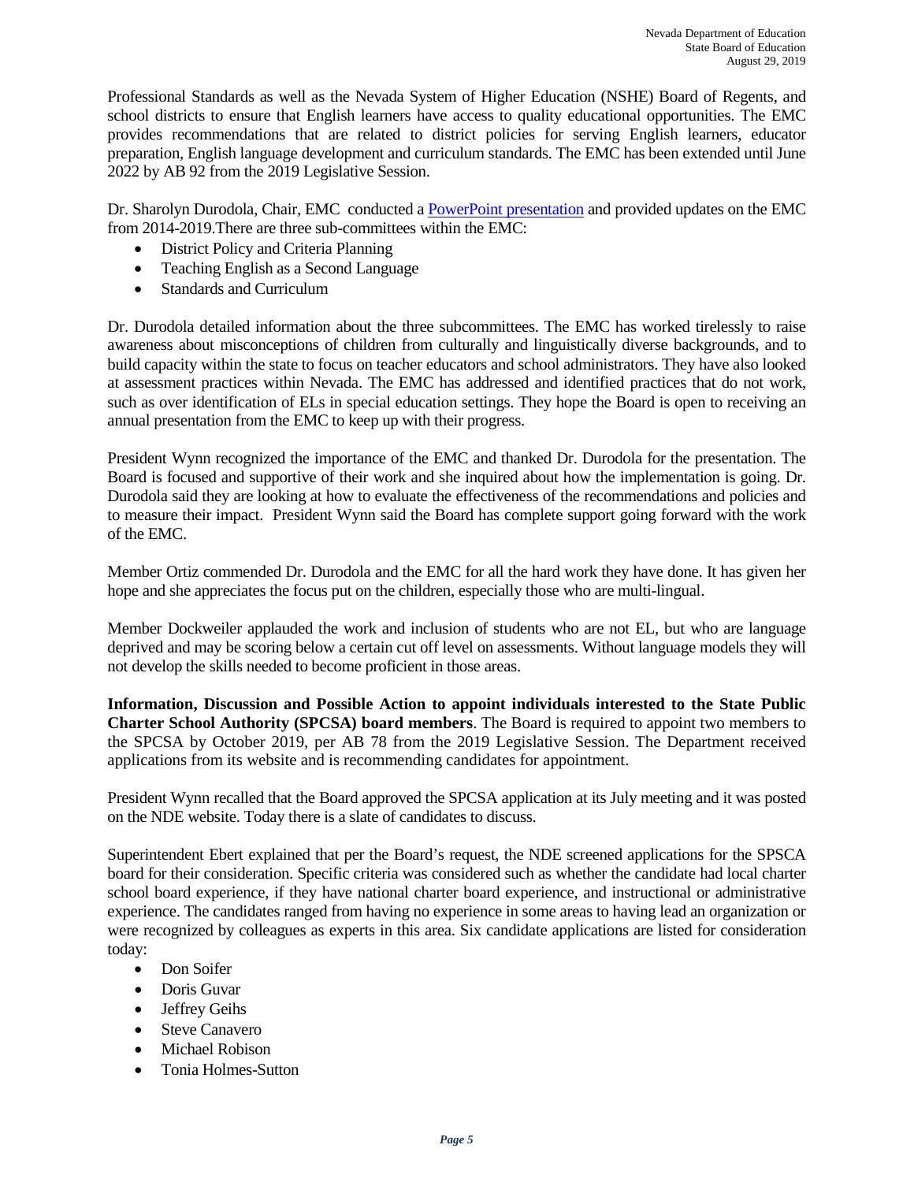Professional Standards as well as the Nevada System of Higher Education (NSHE) Board of Regents, and school districts to ensure that English learners have access to quality educational opportunities. The EMC provides recommendations that are related to district policies for serving English learners, educator preparation, English language development and curriculum standards. The EMC has been extended until June 2022 by AB 92 from the 2019 Legislative Session.

Dr. Sharolyn Durodola, Chair, EMC conducted a PowerPoint presentation and provided updates on the EMC from 2014-2019.There are three sub-committees within the EMC:

- District Policy and Criteria Planning
- Teaching English as a Second Language
- Standards and Curriculum

Dr. Durodola detailed information about the three subcommittees. The EMC has worked tirelessly to raise awareness about misconceptions of children from culturally and linguistically diverse backgrounds, and to build capacity within the state to focus on teacher educators and school administrators. They have also looked at assessment practices within Nevada. The EMC has addressed and identified practices that do not work, such as over identification of ELs in special education settings. They hope the Board is open to receiving an annual presentation from the EMC to keep up with their progress.

President Wynn recognized the importance of the EMC and thanked Dr. Durodola for the presentation. The Board is focused and supportive of their work and she inquired about how the implementation is going. Dr. Durodola said they are looking at how to evaluate the effectiveness of the recommendations and policies and to measure their impact. President Wynn said the Board has complete support going forward with the work of the EMC.

Member Ortiz commended Dr. Durodola and the EMC for all the hard work they have done. It has given her hope and she appreciates the focus put on the children, especially those who are multi-lingual.

Member Dockweiler applauded the work and inclusion of students who are not EL, but who are language deprived and may be scoring below a certain cut off level on assessments. Without language models they will not develop the skills needed to become proficient in those areas.

**Information, Discussion and Possible Action to appoint individuals interested to the State Public Charter School Authority (SPCSA) board members**. The Board is required to appoint two members to the SPCSA by October 2019, per AB 78 from the 2019 Legislative Session. The Department received applications from its website and is recommending candidates for appointment.

President Wynn recalled that the Board approved the SPCSA application at its July meeting and it was posted on the NDE website. Today there is a slate of candidates to discuss.

Superintendent Ebert explained that per the Board's request, the NDE screened applications for the SPSCA board for their consideration. Specific criteria was considered such as whether the candidate had local charter school board experience, if they have national charter board experience, and instructional or administrative experience. The candidates ranged from having no experience in some areas to having lead an organization or were recognized by colleagues as experts in this area. Six candidate applications are listed for consideration today:

- Don Soifer
- Doris Guvar
- Jeffrey Geihs
- Steve Canavero
- Michael Robison
- Tonia Holmes-Sutton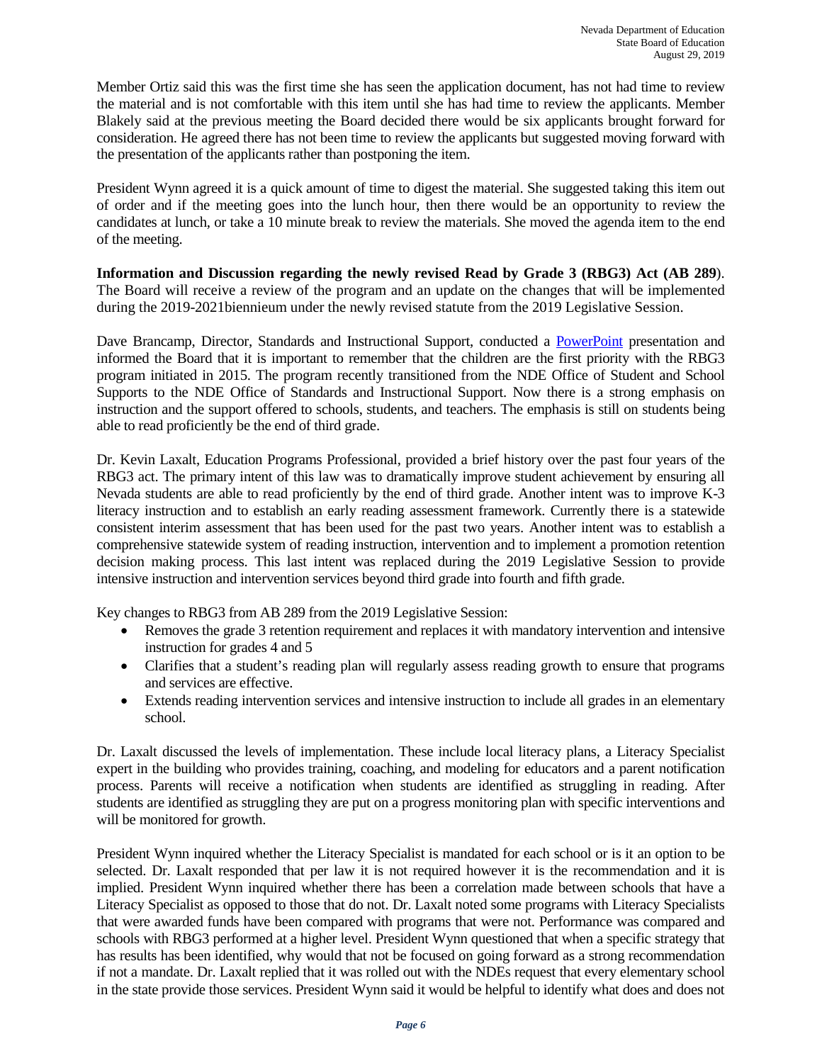Member Ortiz said this was the first time she has seen the application document, has not had time to review the material and is not comfortable with this item until she has had time to review the applicants. Member Blakely said at the previous meeting the Board decided there would be six applicants brought forward for consideration. He agreed there has not been time to review the applicants but suggested moving forward with the presentation of the applicants rather than postponing the item.

President Wynn agreed it is a quick amount of time to digest the material. She suggested taking this item out of order and if the meeting goes into the lunch hour, then there would be an opportunity to review the candidates at lunch, or take a 10 minute break to review the materials. She moved the agenda item to the end of the meeting.

**Information and Discussion regarding the newly revised Read by Grade 3 (RBG3) Act (AB 289)**. The Board will receive a review of the program and an update on the changes that will be implemented during the 2019-2021biennieum under the newly revised statute from the 2019 Legislative Session.

Dave Brancamp, Director, Standards and Instructional Support, conducted a PowerPoint presentation and informed the Board that it is important to remember that the children are the first priority with the RBG3 program initiated in 2015. The program recently transitioned from the NDE Office of Student and School Supports to the NDE Office of Standards and Instructional Support. Now there is a strong emphasis on instruction and the support offered to schools, students, and teachers. The emphasis is still on students being able to read proficiently be the end of third grade.

Dr. Kevin Laxalt, Education Programs Professional, provided a brief history over the past four years of the RBG3 act. The primary intent of this law was to dramatically improve student achievement by ensuring all Nevada students are able to read proficiently by the end of third grade. Another intent was to improve K-3 literacy instruction and to establish an early reading assessment framework. Currently there is a statewide consistent interim assessment that has been used for the past two years. Another intent was to establish a comprehensive statewide system of reading instruction, intervention and to implement a promotion retention decision making process. This last intent was replaced during the 2019 Legislative Session to provide intensive instruction and intervention services beyond third grade into fourth and fifth grade.

Key changes to RBG3 from AB 289 from the 2019 Legislative Session:

- Removes the grade 3 retention requirement and replaces it with mandatory intervention and intensive instruction for grades 4 and 5
- Clarifies that a student's reading plan will regularly assess reading growth to ensure that programs and services are effective.
- Extends reading intervention services and intensive instruction to include all grades in an elementary school.

Dr. Laxalt discussed the levels of implementation. These include local literacy plans, a Literacy Specialist expert in the building who provides training, coaching, and modeling for educators and a parent notification process. Parents will receive a notification when students are identified as struggling in reading. After students are identified as struggling they are put on a progress monitoring plan with specific interventions and will be monitored for growth.

President Wynn inquired whether the Literacy Specialist is mandated for each school or is it an option to be selected. Dr. Laxalt responded that per law it is not required however it is the recommendation and it is implied. President Wynn inquired whether there has been a correlation made between schools that have a Literacy Specialist as opposed to those that do not. Dr. Laxalt noted some programs with Literacy Specialists that were awarded funds have been compared with programs that were not. Performance was compared and schools with RBG3 performed at a higher level. President Wynn questioned that when a specific strategy that has results has been identified, why would that not be focused on going forward as a strong recommendation if not a mandate. Dr. Laxalt replied that it was rolled out with the NDEs request that every elementary school in the state provide those services. President Wynn said it would be helpful to identify what does and does not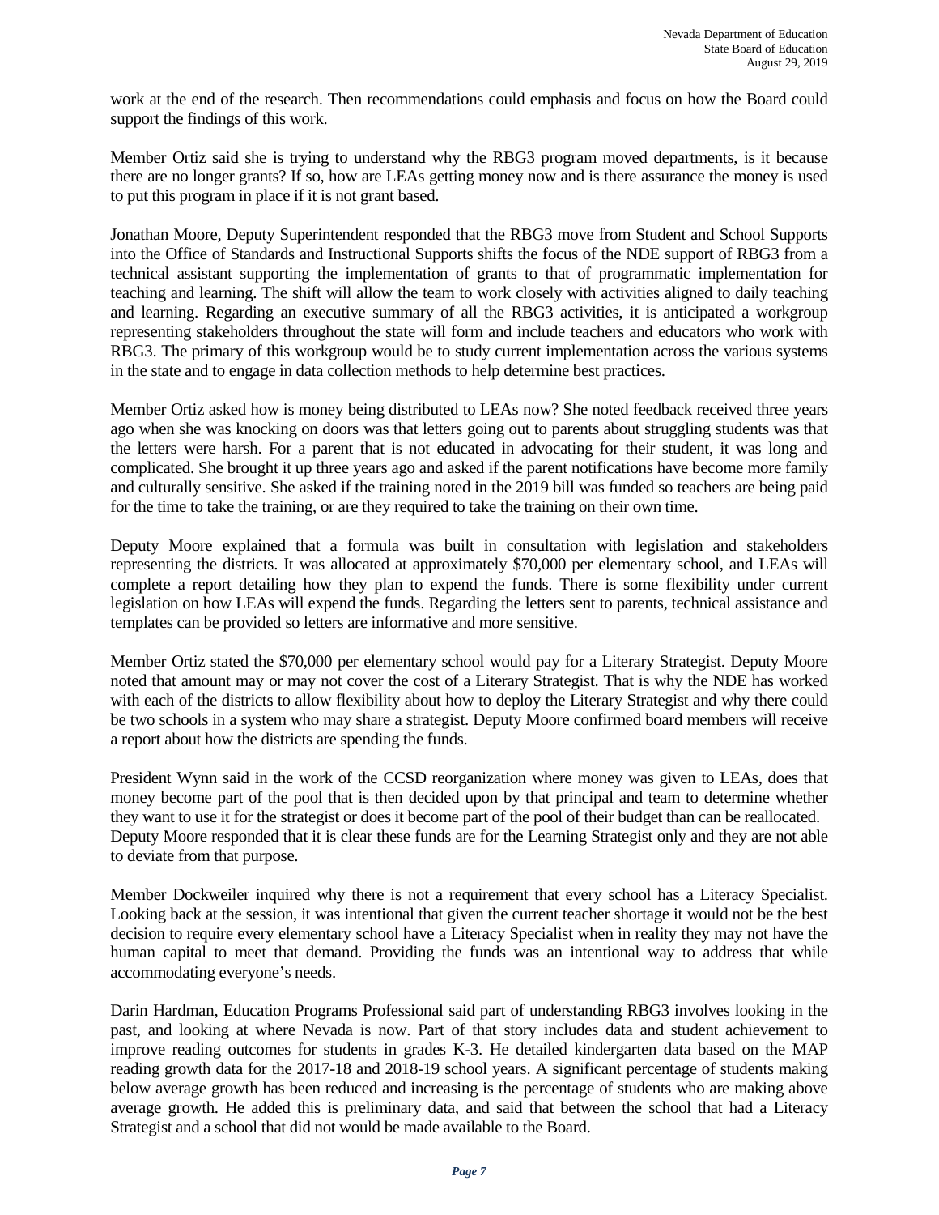work at the end of the research. Then recommendations could emphasis and focus on how the Board could support the findings of this work.

Member Ortiz said she is trying to understand why the RBG3 program moved departments, is it because there are no longer grants? If so, how are LEAs getting money now and is there assurance the money is used to put this program in place if it is not grant based.

Jonathan Moore, Deputy Superintendent responded that the RBG3 move from Student and School Supports into the Office of Standards and Instructional Supports shifts the focus of the NDE support of RBG3 from a technical assistant supporting the implementation of grants to that of programmatic implementation for teaching and learning. The shift will allow the team to work closely with activities aligned to daily teaching and learning. Regarding an executive summary of all the RBG3 activities, it is anticipated a workgroup representing stakeholders throughout the state will form and include teachers and educators who work with RBG3. The primary of this workgroup would be to study current implementation across the various systems in the state and to engage in data collection methods to help determine best practices.

Member Ortiz asked how is money being distributed to LEAs now? She noted feedback received three years ago when she was knocking on doors was that letters going out to parents about struggling students was that the letters were harsh. For a parent that is not educated in advocating for their student, it was long and complicated. She brought it up three years ago and asked if the parent notifications have become more family and culturally sensitive. She asked if the training noted in the 2019 bill was funded so teachers are being paid for the time to take the training, or are they required to take the training on their own time.

Deputy Moore explained that a formula was built in consultation with legislation and stakeholders representing the districts. It was allocated at approximately $70,000 per elementary school, and LEAs will complete a report detailing how they plan to expend the funds. There is some flexibility under current legislation on how LEAs will expend the funds. Regarding the letters sent to parents, technical assistance and templates can be provided so letters are informative and more sensitive.

Member Ortiz stated the $70,000 per elementary school would pay for a Literary Strategist. Deputy Moore noted that amount may or may not cover the cost of a Literary Strategist. That is why the NDE has worked with each of the districts to allow flexibility about how to deploy the Literary Strategist and why there could be two schools in a system who may share a strategist. Deputy Moore confirmed board members will receive a report about how the districts are spending the funds.

President Wynn said in the work of the CCSD reorganization where money was given to LEAs, does that money become part of the pool that is then decided upon by that principal and team to determine whether they want to use it for the strategist or does it become part of the pool of their budget than can be reallocated. Deputy Moore responded that it is clear these funds are for the Learning Strategist only and they are not able to deviate from that purpose.

Member Dockweiler inquired why there is not a requirement that every school has a Literacy Specialist. Looking back at the session, it was intentional that given the current teacher shortage it would not be the best decision to require every elementary school have a Literacy Specialist when in reality they may not have the human capital to meet that demand. Providing the funds was an intentional way to address that while accommodating everyone's needs.

Darin Hardman, Education Programs Professional said part of understanding RBG3 involves looking in the past, and looking at where Nevada is now. Part of that story includes data and student achievement to improve reading outcomes for students in grades K-3. He detailed kindergarten data based on the MAP reading growth data for the 2017-18 and 2018-19 school years. A significant percentage of students making below average growth has been reduced and increasing is the percentage of students who are making above average growth. He added this is preliminary data, and said that between the school that had a Literacy Strategist and a school that did not would be made available to the Board.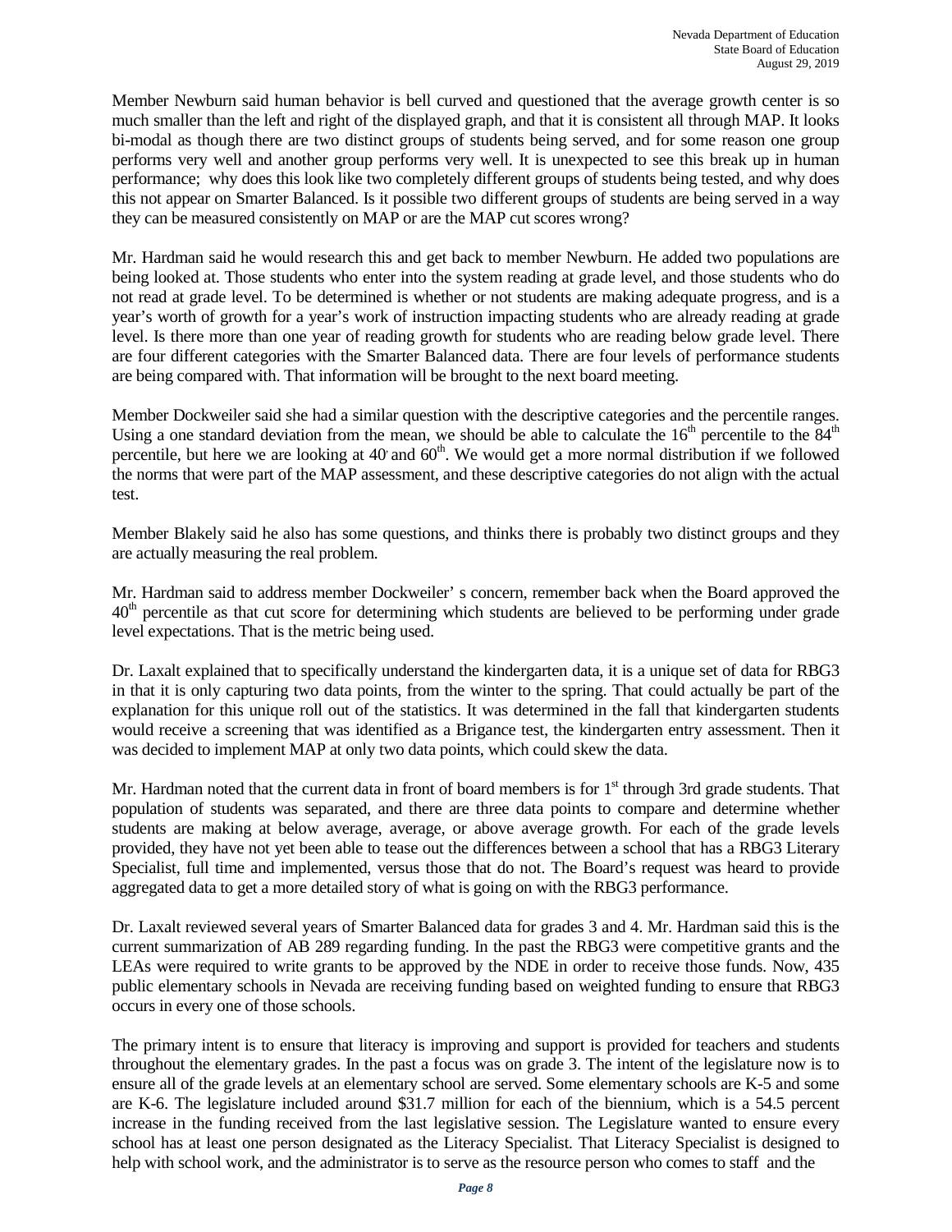Member Newburn said human behavior is bell curved and questioned that the average growth center is so much smaller than the left and right of the displayed graph, and that it is consistent all through MAP. It looks bi-modal as though there are two distinct groups of students being served, and for some reason one group performs very well and another group performs very well. It is unexpected to see this break up in human performance; why does this look like two completely different groups of students being tested, and why does this not appear on Smarter Balanced. Is it possible two different groups of students are being served in a way they can be measured consistently on MAP or are the MAP cut scores wrong?

Mr. Hardman said he would research this and get back to member Newburn. He added two populations are being looked at. Those students who enter into the system reading at grade level, and those students who do not read at grade level. To be determined is whether or not students are making adequate progress, and is a year's worth of growth for a year's work of instruction impacting students who are already reading at grade level. Is there more than one year of reading growth for students who are reading below grade level. There are four different categories with the Smarter Balanced data. There are four levels of performance students are being compared with. That information will be brought to the next board meeting.

Member Dockweiler said she had a similar question with the descriptive categories and the percentile ranges. Using a one standard deviation from the mean, we should be able to calculate the 16th percentile to the 84th percentile, but here we are looking at 40 and 60th. We would get a more normal distribution if we followed the norms that were part of the MAP assessment, and these descriptive categories do not align with the actual test.

Member Blakely said he also has some questions, and thinks there is probably two distinct groups and they are actually measuring the real problem.

Mr. Hardman said to address member Dockweiler' s concern, remember back when the Board approved the 40th percentile as that cut score for determining which students are believed to be performing under grade level expectations. That is the metric being used.

Dr. Laxalt explained that to specifically understand the kindergarten data, it is a unique set of data for RBG3 in that it is only capturing two data points, from the winter to the spring. That could actually be part of the explanation for this unique roll out of the statistics. It was determined in the fall that kindergarten students would receive a screening that was identified as a Brigance test, the kindergarten entry assessment. Then it was decided to implement MAP at only two data points, which could skew the data.

Mr. Hardman noted that the current data in front of board members is for 1st through 3rd grade students. That population of students was separated, and there are three data points to compare and determine whether students are making at below average, average, or above average growth. For each of the grade levels provided, they have not yet been able to tease out the differences between a school that has a RBG3 Literary Specialist, full time and implemented, versus those that do not. The Board's request was heard to provide aggregated data to get a more detailed story of what is going on with the RBG3 performance.

Dr. Laxalt reviewed several years of Smarter Balanced data for grades 3 and 4. Mr. Hardman said this is the current summarization of AB 289 regarding funding. In the past the RBG3 were competitive grants and the LEAs were required to write grants to be approved by the NDE in order to receive those funds. Now, 435 public elementary schools in Nevada are receiving funding based on weighted funding to ensure that RBG3 occurs in every one of those schools.

The primary intent is to ensure that literacy is improving and support is provided for teachers and students throughout the elementary grades. In the past a focus was on grade 3. The intent of the legislature now is to ensure all of the grade levels at an elementary school are served. Some elementary schools are K-5 and some are K-6. The legislature included around $31.7 million for each of the biennium, which is a 54.5 percent increase in the funding received from the last legislative session. The Legislature wanted to ensure every school has at least one person designated as the Literacy Specialist. That Literacy Specialist is designed to help with school work, and the administrator is to serve as the resource person who comes to staff and the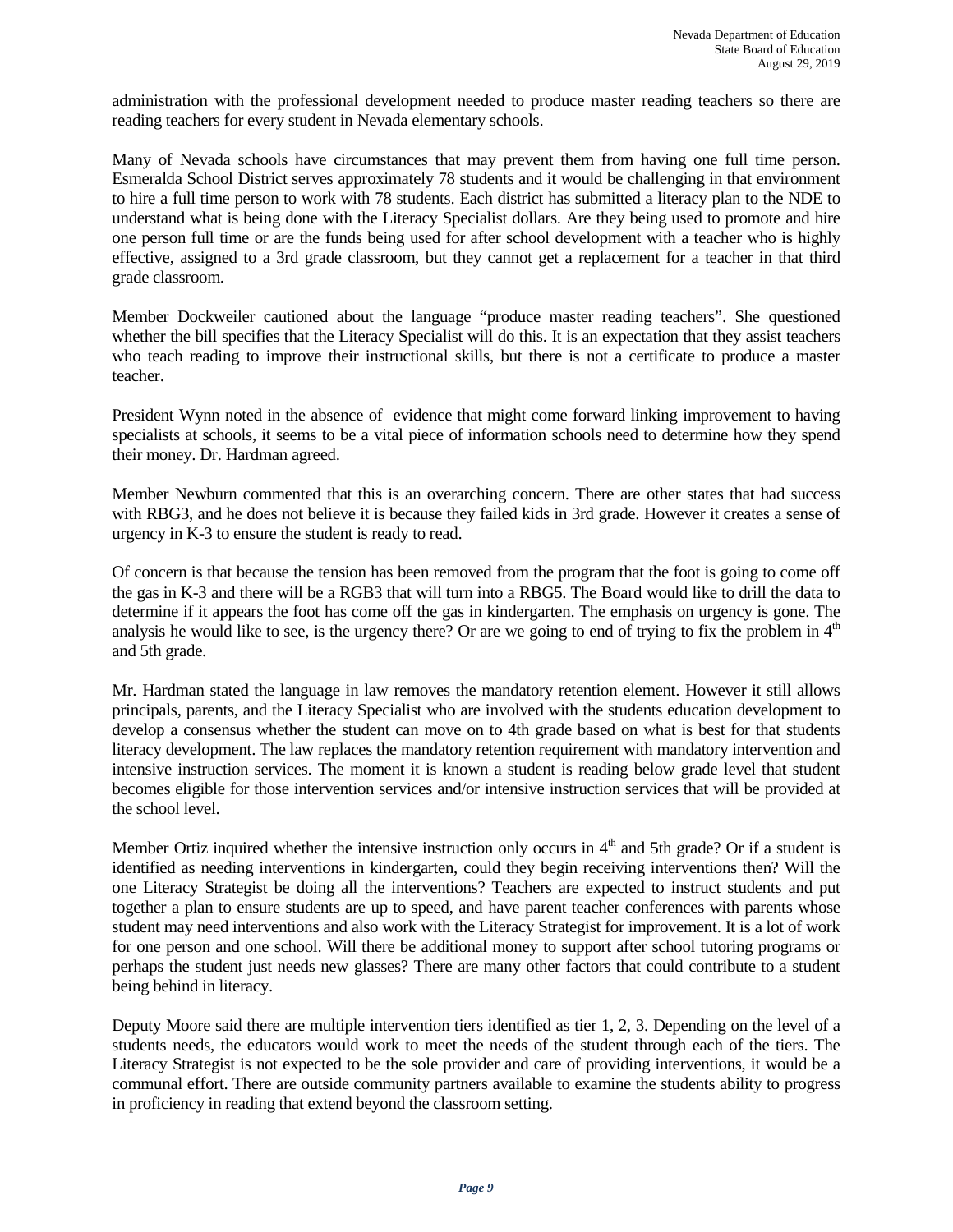administration with the professional development needed to produce master reading teachers so there are reading teachers for every student in Nevada elementary schools.

Many of Nevada schools have circumstances that may prevent them from having one full time person. Esmeralda School District serves approximately 78 students and it would be challenging in that environment to hire a full time person to work with 78 students. Each district has submitted a literacy plan to the NDE to understand what is being done with the Literacy Specialist dollars. Are they being used to promote and hire one person full time or are the funds being used for after school development with a teacher who is highly effective, assigned to a 3rd grade classroom, but they cannot get a replacement for a teacher in that third grade classroom.

Member Dockweiler cautioned about the language "produce master reading teachers". She questioned whether the bill specifies that the Literacy Specialist will do this. It is an expectation that they assist teachers who teach reading to improve their instructional skills, but there is not a certificate to produce a master teacher.

President Wynn noted in the absence of evidence that might come forward linking improvement to having specialists at schools, it seems to be a vital piece of information schools need to determine how they spend their money. Dr. Hardman agreed.

Member Newburn commented that this is an overarching concern. There are other states that had success with RBG3, and he does not believe it is because they failed kids in 3rd grade. However it creates a sense of urgency in K-3 to ensure the student is ready to read.

Of concern is that because the tension has been removed from the program that the foot is going to come off the gas in K-3 and there will be a RGB3 that will turn into a RBG5. The Board would like to drill the data to determine if it appears the foot has come off the gas in kindergarten. The emphasis on urgency is gone. The analysis he would like to see, is the urgency there? Or are we going to end of trying to fix the problem in 4th and 5th grade.

Mr. Hardman stated the language in law removes the mandatory retention element. However it still allows principals, parents, and the Literacy Specialist who are involved with the students education development to develop a consensus whether the student can move on to 4th grade based on what is best for that students literacy development. The law replaces the mandatory retention requirement with mandatory intervention and intensive instruction services. The moment it is known a student is reading below grade level that student becomes eligible for those intervention services and/or intensive instruction services that will be provided at the school level.

Member Ortiz inquired whether the intensive instruction only occurs in 4th and 5th grade? Or if a student is identified as needing interventions in kindergarten, could they begin receiving interventions then? Will the one Literacy Strategist be doing all the interventions? Teachers are expected to instruct students and put together a plan to ensure students are up to speed, and have parent teacher conferences with parents whose student may need interventions and also work with the Literacy Strategist for improvement. It is a lot of work for one person and one school. Will there be additional money to support after school tutoring programs or perhaps the student just needs new glasses? There are many other factors that could contribute to a student being behind in literacy.

Deputy Moore said there are multiple intervention tiers identified as tier 1, 2, 3. Depending on the level of a students needs, the educators would work to meet the needs of the student through each of the tiers. The Literacy Strategist is not expected to be the sole provider and care of providing interventions, it would be a communal effort. There are outside community partners available to examine the students ability to progress in proficiency in reading that extend beyond the classroom setting.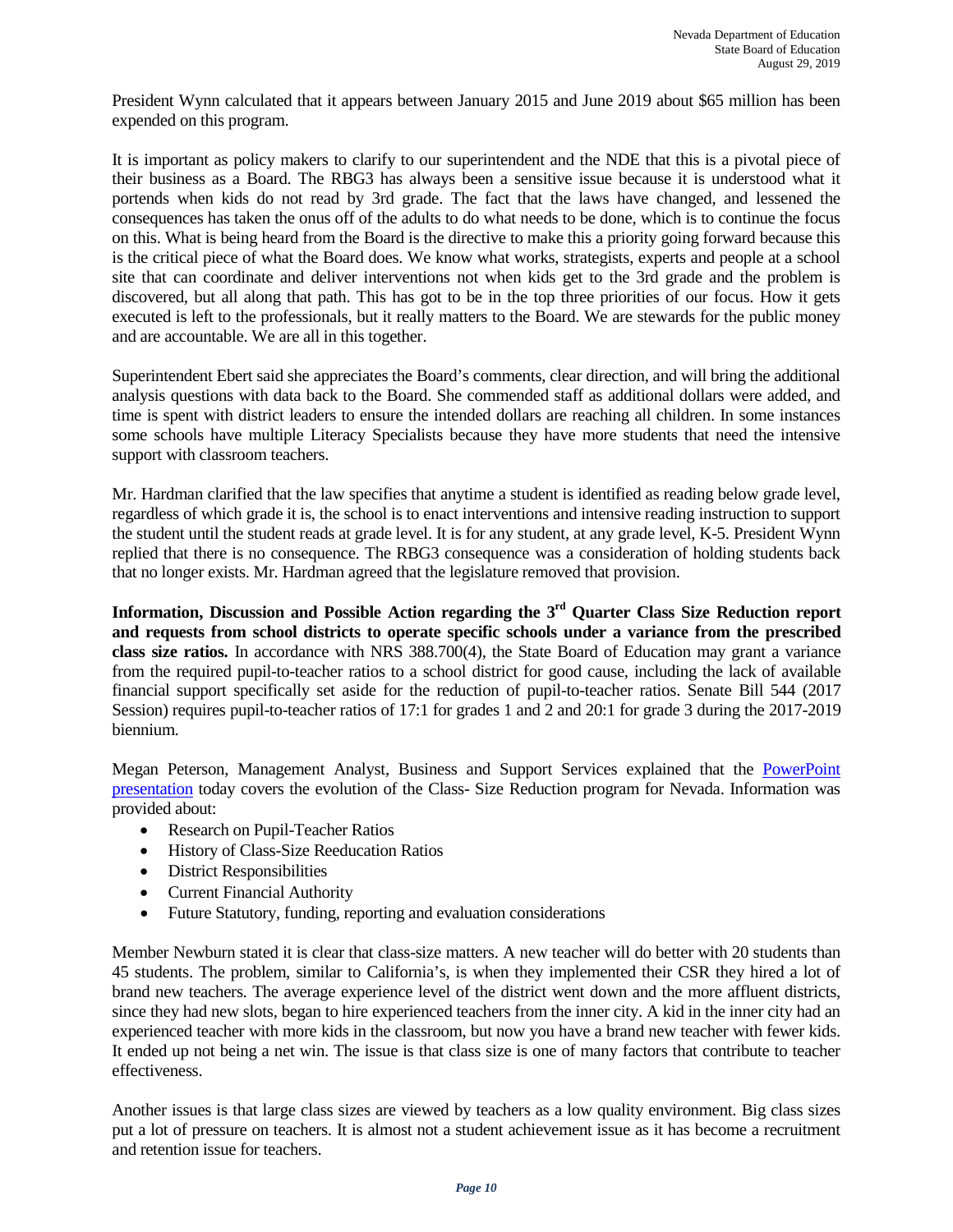President Wynn calculated that it appears between January 2015 and June 2019 about $65 million has been expended on this program.

It is important as policy makers to clarify to our superintendent and the NDE that this is a pivotal piece of their business as a Board. The RBG3 has always been a sensitive issue because it is understood what it portends when kids do not read by 3rd grade. The fact that the laws have changed, and lessened the consequences has taken the onus off of the adults to do what needs to be done, which is to continue the focus on this. What is being heard from the Board is the directive to make this a priority going forward because this is the critical piece of what the Board does. We know what works, strategists, experts and people at a school site that can coordinate and deliver interventions not when kids get to the 3rd grade and the problem is discovered, but all along that path. This has got to be in the top three priorities of our focus. How it gets executed is left to the professionals, but it really matters to the Board. We are stewards for the public money and are accountable. We are all in this together.

Superintendent Ebert said she appreciates the Board's comments, clear direction, and will bring the additional analysis questions with data back to the Board. She commended staff as additional dollars were added, and time is spent with district leaders to ensure the intended dollars are reaching all children. In some instances some schools have multiple Literacy Specialists because they have more students that need the intensive support with classroom teachers.

Mr. Hardman clarified that the law specifies that anytime a student is identified as reading below grade level, regardless of which grade it is, the school is to enact interventions and intensive reading instruction to support the student until the student reads at grade level. It is for any student, at any grade level, K-5. President Wynn replied that there is no consequence. The RBG3 consequence was a consideration of holding students back that no longer exists. Mr. Hardman agreed that the legislature removed that provision.

**Information, Discussion and Possible Action regarding the 3rd Quarter Class Size Reduction report and requests from school districts to operate specific schools under a variance from the prescribed class size ratios.** In accordance with NRS 388.700(4), the State Board of Education may grant a variance from the required pupil-to-teacher ratios to a school district for good cause, including the lack of available financial support specifically set aside for the reduction of pupil-to-teacher ratios. Senate Bill 544 (2017 Session) requires pupil-to-teacher ratios of 17:1 for grades 1 and 2 and 20:1 for grade 3 during the 2017-2019 biennium.

Megan Peterson, Management Analyst, Business and Support Services explained that the PowerPoint presentation today covers the evolution of the Class- Size Reduction program for Nevada. Information was provided about:

- Research on Pupil-Teacher Ratios
- History of Class-Size Reeducation Ratios
- District Responsibilities
- Current Financial Authority
- Future Statutory, funding, reporting and evaluation considerations

Member Newburn stated it is clear that class-size matters. A new teacher will do better with 20 students than 45 students. The problem, similar to California's, is when they implemented their CSR they hired a lot of brand new teachers. The average experience level of the district went down and the more affluent districts, since they had new slots, began to hire experienced teachers from the inner city. A kid in the inner city had an experienced teacher with more kids in the classroom, but now you have a brand new teacher with fewer kids. It ended up not being a net win. The issue is that class size is one of many factors that contribute to teacher effectiveness.

Another issues is that large class sizes are viewed by teachers as a low quality environment. Big class sizes put a lot of pressure on teachers. It is almost not a student achievement issue as it has become a recruitment and retention issue for teachers.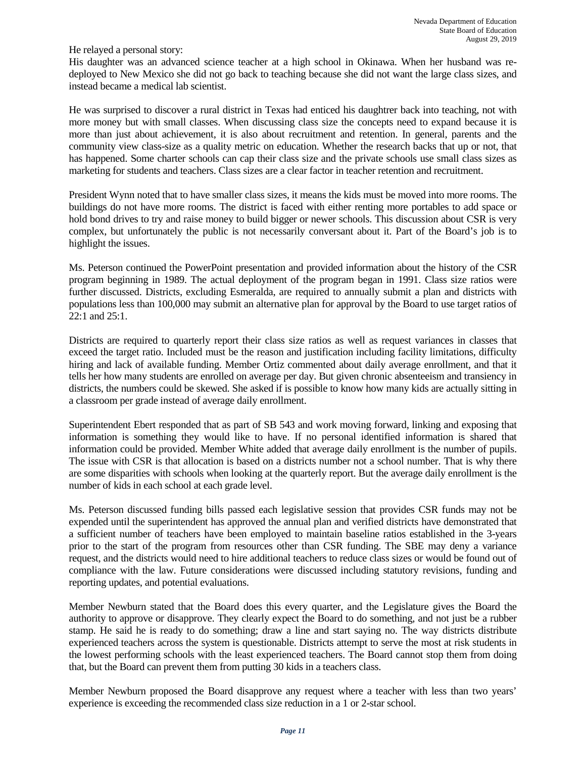He relayed a personal story:
His daughter was an advanced science teacher at a high school in Okinawa. When her husband was re-deployed to New Mexico she did not go back to teaching because she did not want the large class sizes, and instead became a medical lab scientist.

He was surprised to discover a rural district in Texas had enticed his daughtrer back into teaching, not with more money but with small classes. When discussing class size the concepts need to expand because it is more than just about achievement, it is also about recruitment and retention. In general, parents and the community view class-size as a quality metric on education. Whether the research backs that up or not, that has happened. Some charter schools can cap their class size and the private schools use small class sizes as marketing for students and teachers. Class sizes are a clear factor in teacher retention and recruitment.

President Wynn noted that to have smaller class sizes, it means the kids must be moved into more rooms. The buildings do not have more rooms. The district is faced with either renting more portables to add space or hold bond drives to try and raise money to build bigger or newer schools. This discussion about CSR is very complex, but unfortunately the public is not necessarily conversant about it. Part of the Board's job is to highlight the issues.

Ms. Peterson continued the PowerPoint presentation and provided information about the history of the CSR program beginning in 1989. The actual deployment of the program began in 1991. Class size ratios were further discussed. Districts, excluding Esmeralda, are required to annually submit a plan and districts with populations less than 100,000 may submit an alternative plan for approval by the Board to use target ratios of 22:1 and 25:1.

Districts are required to quarterly report their class size ratios as well as request variances in classes that exceed the target ratio. Included must be the reason and justification including facility limitations, difficulty hiring and lack of available funding. Member Ortiz commented about daily average enrollment, and that it tells her how many students are enrolled on average per day. But given chronic absenteeism and transiency in districts, the numbers could be skewed. She asked if is possible to know how many kids are actually sitting in a classroom per grade instead of average daily enrollment.

Superintendent Ebert responded that as part of SB 543 and work moving forward, linking and exposing that information is something they would like to have. If no personal identified information is shared that information could be provided. Member White added that average daily enrollment is the number of pupils. The issue with CSR is that allocation is based on a districts number not a school number. That is why there are some disparities with schools when looking at the quarterly report. But the average daily enrollment is the number of kids in each school at each grade level.

Ms. Peterson discussed funding bills passed each legislative session that provides CSR funds may not be expended until the superintendent has approved the annual plan and verified districts have demonstrated that a sufficient number of teachers have been employed to maintain baseline ratios established in the 3-years prior to the start of the program from resources other than CSR funding. The SBE may deny a variance request, and the districts would need to hire additional teachers to reduce class sizes or would be found out of compliance with the law. Future considerations were discussed including statutory revisions, funding and reporting updates, and potential evaluations.

Member Newburn stated that the Board does this every quarter, and the Legislature gives the Board the authority to approve or disapprove. They clearly expect the Board to do something, and not just be a rubber stamp. He said he is ready to do something; draw a line and start saying no. The way districts distribute experienced teachers across the system is questionable. Districts attempt to serve the most at risk students in the lowest performing schools with the least experienced teachers. The Board cannot stop them from doing that, but the Board can prevent them from putting 30 kids in a teachers class.

Member Newburn proposed the Board disapprove any request where a teacher with less than two years' experience is exceeding the recommended class size reduction in a 1 or 2-star school.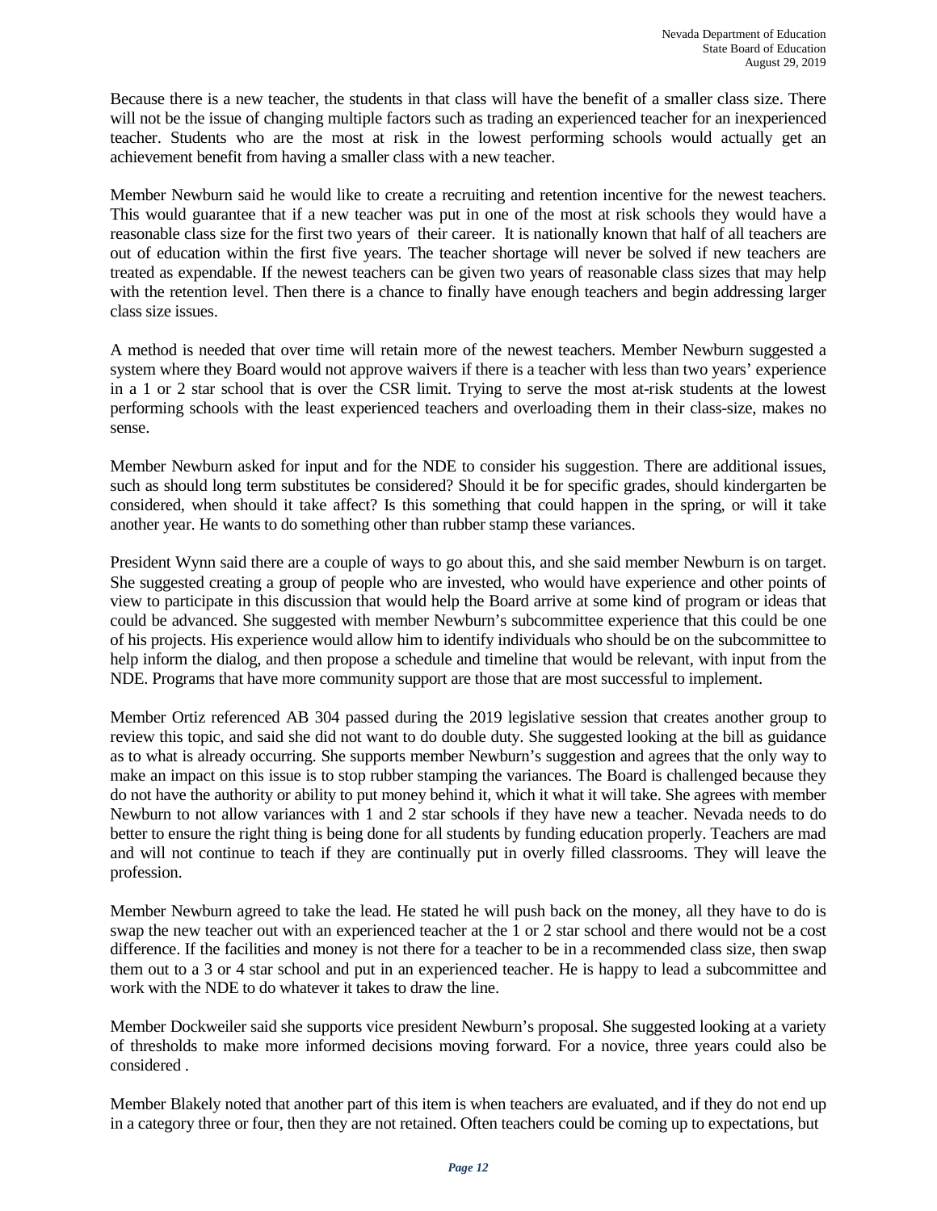Because there is a new teacher, the students in that class will have the benefit of a smaller class size. There will not be the issue of changing multiple factors such as trading an experienced teacher for an inexperienced teacher. Students who are the most at risk in the lowest performing schools would actually get an achievement benefit from having a smaller class with a new teacher.

Member Newburn said he would like to create a recruiting and retention incentive for the newest teachers. This would guarantee that if a new teacher was put in one of the most at risk schools they would have a reasonable class size for the first two years of their career. It is nationally known that half of all teachers are out of education within the first five years. The teacher shortage will never be solved if new teachers are treated as expendable. If the newest teachers can be given two years of reasonable class sizes that may help with the retention level. Then there is a chance to finally have enough teachers and begin addressing larger class size issues.

A method is needed that over time will retain more of the newest teachers. Member Newburn suggested a system where they Board would not approve waivers if there is a teacher with less than two years' experience in a 1 or 2 star school that is over the CSR limit. Trying to serve the most at-risk students at the lowest performing schools with the least experienced teachers and overloading them in their class-size, makes no sense.

Member Newburn asked for input and for the NDE to consider his suggestion. There are additional issues, such as should long term substitutes be considered? Should it be for specific grades, should kindergarten be considered, when should it take affect? Is this something that could happen in the spring, or will it take another year. He wants to do something other than rubber stamp these variances.

President Wynn said there are a couple of ways to go about this, and she said member Newburn is on target. She suggested creating a group of people who are invested, who would have experience and other points of view to participate in this discussion that would help the Board arrive at some kind of program or ideas that could be advanced. She suggested with member Newburn's subcommittee experience that this could be one of his projects. His experience would allow him to identify individuals who should be on the subcommittee to help inform the dialog, and then propose a schedule and timeline that would be relevant, with input from the NDE. Programs that have more community support are those that are most successful to implement.

Member Ortiz referenced AB 304 passed during the 2019 legislative session that creates another group to review this topic, and said she did not want to do double duty. She suggested looking at the bill as guidance as to what is already occurring. She supports member Newburn's suggestion and agrees that the only way to make an impact on this issue is to stop rubber stamping the variances. The Board is challenged because they do not have the authority or ability to put money behind it, which it what it will take. She agrees with member Newburn to not allow variances with 1 and 2 star schools if they have new a teacher. Nevada needs to do better to ensure the right thing is being done for all students by funding education properly. Teachers are mad and will not continue to teach if they are continually put in overly filled classrooms. They will leave the profession.

Member Newburn agreed to take the lead. He stated he will push back on the money, all they have to do is swap the new teacher out with an experienced teacher at the 1 or 2 star school and there would not be a cost difference. If the facilities and money is not there for a teacher to be in a recommended class size, then swap them out to a 3 or 4 star school and put in an experienced teacher. He is happy to lead a subcommittee and work with the NDE to do whatever it takes to draw the line.

Member Dockweiler said she supports vice president Newburn's proposal. She suggested looking at a variety of thresholds to make more informed decisions moving forward. For a novice, three years could also be considered .

Member Blakely noted that another part of this item is when teachers are evaluated, and if they do not end up in a category three or four, then they are not retained. Often teachers could be coming up to expectations, but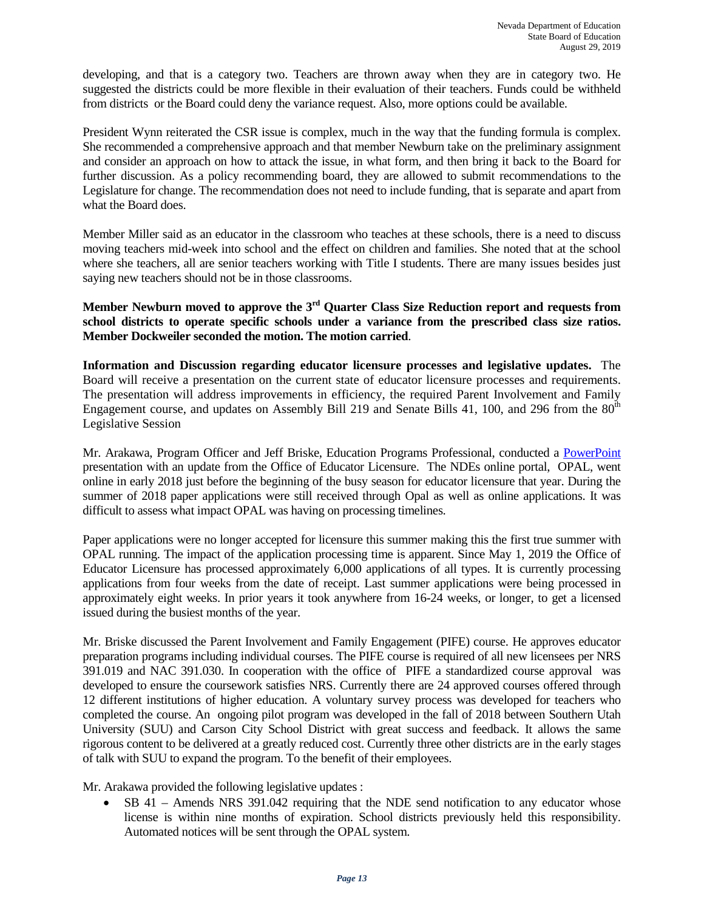developing, and that is a category two. Teachers are thrown away when they are in category two. He suggested the districts could be more flexible in their evaluation of their teachers. Funds could be withheld from districts or the Board could deny the variance request. Also, more options could be available.

President Wynn reiterated the CSR issue is complex, much in the way that the funding formula is complex. She recommended a comprehensive approach and that member Newburn take on the preliminary assignment and consider an approach on how to attack the issue, in what form, and then bring it back to the Board for further discussion. As a policy recommending board, they are allowed to submit recommendations to the Legislature for change. The recommendation does not need to include funding, that is separate and apart from what the Board does.

Member Miller said as an educator in the classroom who teaches at these schools, there is a need to discuss moving teachers mid-week into school and the effect on children and families. She noted that at the school where she teachers, all are senior teachers working with Title I students. There are many issues besides just saying new teachers should not be in those classrooms.

**Member Newburn moved to approve the 3rd Quarter Class Size Reduction report and requests from school districts to operate specific schools under a variance from the prescribed class size ratios. Member Dockweiler seconded the motion. The motion carried**.

**Information and Discussion regarding educator licensure processes and legislative updates.** The Board will receive a presentation on the current state of educator licensure processes and requirements. The presentation will address improvements in efficiency, the required Parent Involvement and Family Engagement course, and updates on Assembly Bill 219 and Senate Bills 41, 100, and 296 from the 80th Legislative Session

Mr. Arakawa, Program Officer and Jeff Briske, Education Programs Professional, conducted a PowerPoint presentation with an update from the Office of Educator Licensure. The NDEs online portal, OPAL, went online in early 2018 just before the beginning of the busy season for educator licensure that year. During the summer of 2018 paper applications were still received through Opal as well as online applications. It was difficult to assess what impact OPAL was having on processing timelines.

Paper applications were no longer accepted for licensure this summer making this the first true summer with OPAL running. The impact of the application processing time is apparent. Since May 1, 2019 the Office of Educator Licensure has processed approximately 6,000 applications of all types. It is currently processing applications from four weeks from the date of receipt. Last summer applications were being processed in approximately eight weeks. In prior years it took anywhere from 16-24 weeks, or longer, to get a licensed issued during the busiest months of the year.

Mr. Briske discussed the Parent Involvement and Family Engagement (PIFE) course. He approves educator preparation programs including individual courses. The PIFE course is required of all new licensees per NRS 391.019 and NAC 391.030. In cooperation with the office of PIFE a standardized course approval was developed to ensure the coursework satisfies NRS. Currently there are 24 approved courses offered through 12 different institutions of higher education. A voluntary survey process was developed for teachers who completed the course. An ongoing pilot program was developed in the fall of 2018 between Southern Utah University (SUU) and Carson City School District with great success and feedback. It allows the same rigorous content to be delivered at a greatly reduced cost. Currently three other districts are in the early stages of talk with SUU to expand the program. To the benefit of their employees.

Mr. Arakawa provided the following legislative updates :

- SB 41 – Amends NRS 391.042 requiring that the NDE send notification to any educator whose license is within nine months of expiration. School districts previously held this responsibility. Automated notices will be sent through the OPAL system.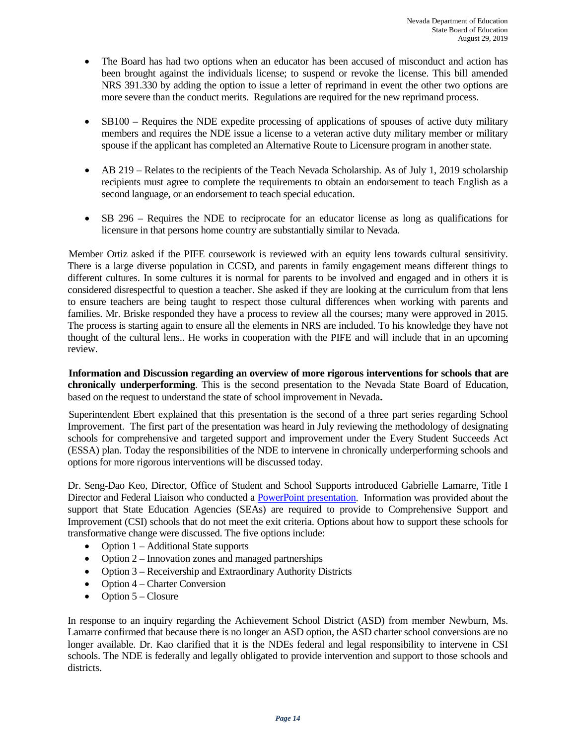- The Board has had two options when an educator has been accused of misconduct and action has been brought against the individuals license; to suspend or revoke the license. This bill amended NRS 391.330 by adding the option to issue a letter of reprimand in event the other two options are more severe than the conduct merits. Regulations are required for the new reprimand process.

- SB100 – Requires the NDE expedite processing of applications of spouses of active duty military members and requires the NDE issue a license to a veteran active duty military member or military spouse if the applicant has completed an Alternative Route to Licensure program in another state.

- AB 219 – Relates to the recipients of the Teach Nevada Scholarship. As of July 1, 2019 scholarship recipients must agree to complete the requirements to obtain an endorsement to teach English as a second language, or an endorsement to teach special education.

- SB 296 – Requires the NDE to reciprocate for an educator license as long as qualifications for licensure in that persons home country are substantially similar to Nevada.

Member Ortiz asked if the PIFE coursework is reviewed with an equity lens towards cultural sensitivity. There is a large diverse population in CCSD, and parents in family engagement means different things to different cultures. In some cultures it is normal for parents to be involved and engaged and in others it is considered disrespectful to question a teacher. She asked if they are looking at the curriculum from that lens to ensure teachers are being taught to respect those cultural differences when working with parents and families. Mr. Briske responded they have a process to review all the courses; many were approved in 2015. The process is starting again to ensure all the elements in NRS are included. To his knowledge they have not thought of the cultural lens.. He works in cooperation with the PIFE and will include that in an upcoming review.

**Information and Discussion regarding an overview of more rigorous interventions for schools that are chronically underperforming**. This is the second presentation to the Nevada State Board of Education, based on the request to understand the state of school improvement in Nevada**.**

Superintendent Ebert explained that this presentation is the second of a three part series regarding School Improvement. The first part of the presentation was heard in July reviewing the methodology of designating schools for comprehensive and targeted support and improvement under the Every Student Succeeds Act (ESSA) plan. Today the responsibilities of the NDE to intervene in chronically underperforming schools and options for more rigorous interventions will be discussed today.

Dr. Seng-Dao Keo, Director, Office of Student and School Supports introduced Gabrielle Lamarre, Title I Director and Federal Liaison who conducted a PowerPoint presentation. Information was provided about the support that State Education Agencies (SEAs) are required to provide to Comprehensive Support and Improvement (CSI) schools that do not meet the exit criteria. Options about how to support these schools for transformative change were discussed. The five options include:

- Option 1 – Additional State supports
- Option 2 – Innovation zones and managed partnerships
- Option 3 – Receivership and Extraordinary Authority Districts
- Option 4 – Charter Conversion
- Option 5 – Closure

In response to an inquiry regarding the Achievement School District (ASD) from member Newburn, Ms. Lamarre confirmed that because there is no longer an ASD option, the ASD charter school conversions are no longer available. Dr. Kao clarified that it is the NDEs federal and legal responsibility to intervene in CSI schools. The NDE is federally and legally obligated to provide intervention and support to those schools and districts.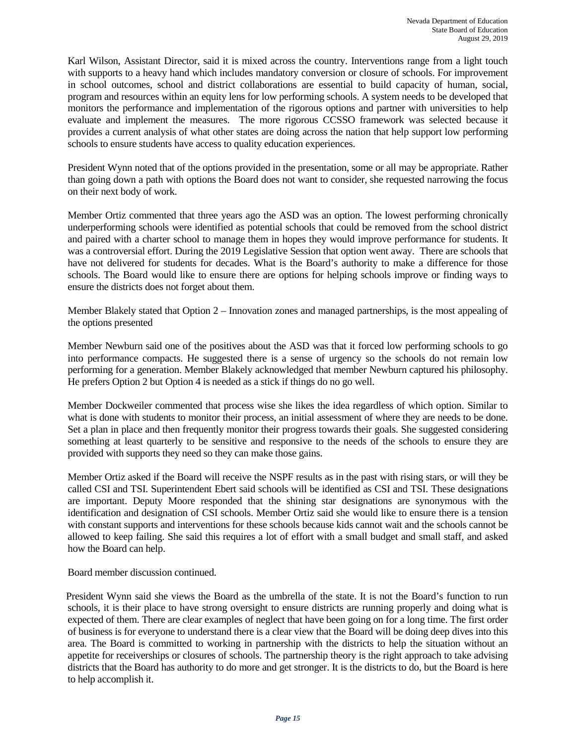Karl Wilson, Assistant Director, said it is mixed across the country. Interventions range from a light touch with supports to a heavy hand which includes mandatory conversion or closure of schools. For improvement in school outcomes, school and district collaborations are essential to build capacity of human, social, program and resources within an equity lens for low performing schools. A system needs to be developed that monitors the performance and implementation of the rigorous options and partner with universities to help evaluate and implement the measures. The more rigorous CCSSO framework was selected because it provides a current analysis of what other states are doing across the nation that help support low performing schools to ensure students have access to quality education experiences.

President Wynn noted that of the options provided in the presentation, some or all may be appropriate. Rather than going down a path with options the Board does not want to consider, she requested narrowing the focus on their next body of work.

Member Ortiz commented that three years ago the ASD was an option. The lowest performing chronically underperforming schools were identified as potential schools that could be removed from the school district and paired with a charter school to manage them in hopes they would improve performance for students. It was a controversial effort. During the 2019 Legislative Session that option went away. There are schools that have not delivered for students for decades. What is the Board's authority to make a difference for those schools. The Board would like to ensure there are options for helping schools improve or finding ways to ensure the districts does not forget about them.

Member Blakely stated that Option 2 – Innovation zones and managed partnerships, is the most appealing of the options presented

Member Newburn said one of the positives about the ASD was that it forced low performing schools to go into performance compacts. He suggested there is a sense of urgency so the schools do not remain low performing for a generation. Member Blakely acknowledged that member Newburn captured his philosophy. He prefers Option 2 but Option 4 is needed as a stick if things do no go well.

Member Dockweiler commented that process wise she likes the idea regardless of which option. Similar to what is done with students to monitor their process, an initial assessment of where they are needs to be done. Set a plan in place and then frequently monitor their progress towards their goals. She suggested considering something at least quarterly to be sensitive and responsive to the needs of the schools to ensure they are provided with supports they need so they can make those gains.

Member Ortiz asked if the Board will receive the NSPF results as in the past with rising stars, or will they be called CSI and TSI. Superintendent Ebert said schools will be identified as CSI and TSI. These designations are important. Deputy Moore responded that the shining star designations are synonymous with the identification and designation of CSI schools. Member Ortiz said she would like to ensure there is a tension with constant supports and interventions for these schools because kids cannot wait and the schools cannot be allowed to keep failing. She said this requires a lot of effort with a small budget and small staff, and asked how the Board can help.

Board member discussion continued.

President Wynn said she views the Board as the umbrella of the state. It is not the Board's function to run schools, it is their place to have strong oversight to ensure districts are running properly and doing what is expected of them. There are clear examples of neglect that have been going on for a long time. The first order of business is for everyone to understand there is a clear view that the Board will be doing deep dives into this area. The Board is committed to working in partnership with the districts to help the situation without an appetite for receiverships or closures of schools. The partnership theory is the right approach to take advising districts that the Board has authority to do more and get stronger. It is the districts to do, but the Board is here to help accomplish it.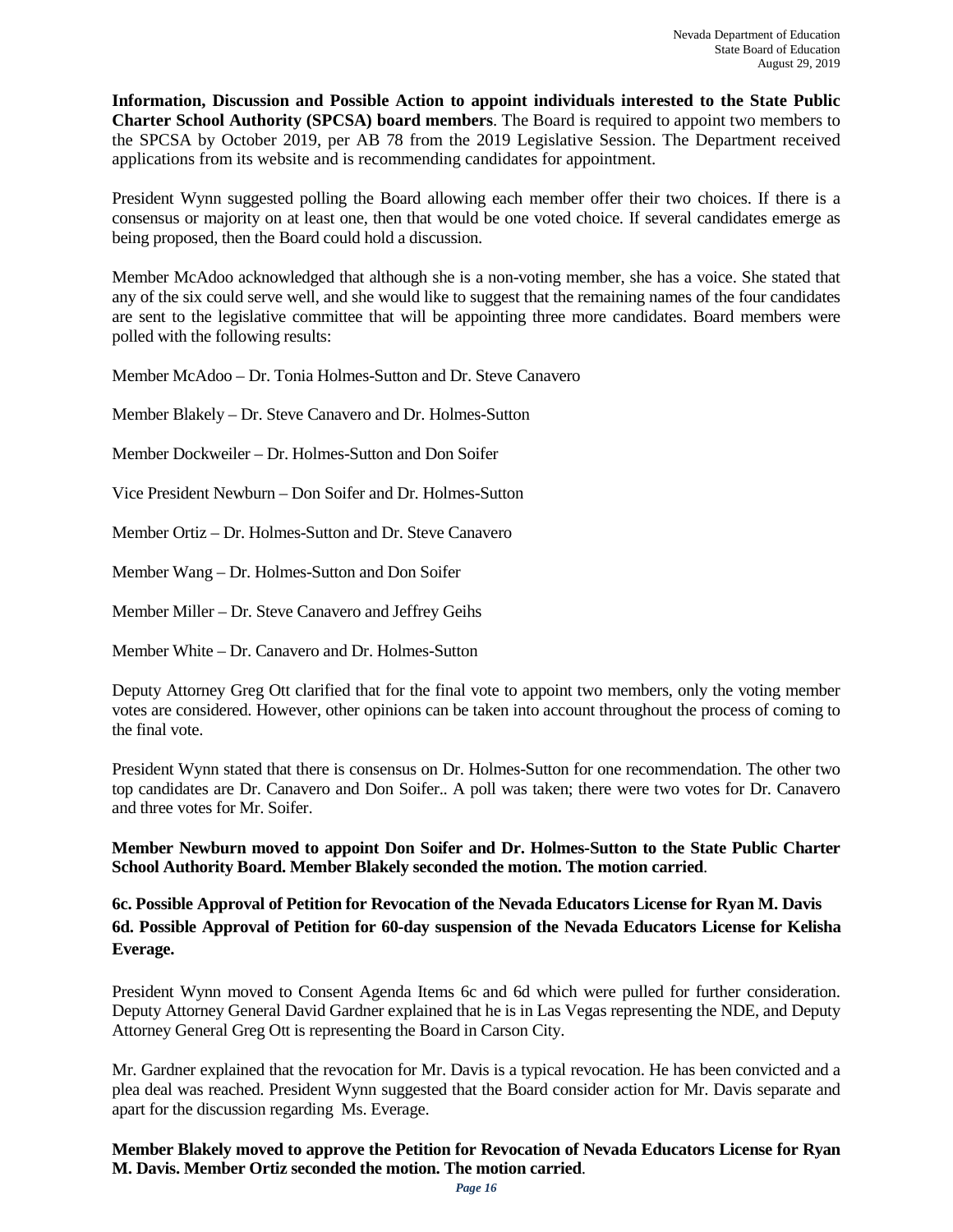**Information, Discussion and Possible Action to appoint individuals interested to the State Public Charter School Authority (SPCSA) board members**. The Board is required to appoint two members to the SPCSA by October 2019, per AB 78 from the 2019 Legislative Session. The Department received applications from its website and is recommending candidates for appointment.

President Wynn suggested polling the Board allowing each member offer their two choices. If there is a consensus or majority on at least one, then that would be one voted choice. If several candidates emerge as being proposed, then the Board could hold a discussion.

Member McAdoo acknowledged that although she is a non-voting member, she has a voice. She stated that any of the six could serve well, and she would like to suggest that the remaining names of the four candidates are sent to the legislative committee that will be appointing three more candidates. Board members were polled with the following results:

Member McAdoo – Dr. Tonia Holmes-Sutton and Dr. Steve Canavero

Member Blakely – Dr. Steve Canavero and Dr. Holmes-Sutton

Member Dockweiler – Dr. Holmes-Sutton and Don Soifer

Vice President Newburn – Don Soifer and Dr. Holmes-Sutton

Member Ortiz – Dr. Holmes-Sutton and Dr. Steve Canavero

Member Wang – Dr. Holmes-Sutton and Don Soifer

Member Miller – Dr. Steve Canavero and Jeffrey Geihs

Member White – Dr. Canavero and Dr. Holmes-Sutton

Deputy Attorney Greg Ott clarified that for the final vote to appoint two members, only the voting member votes are considered. However, other opinions can be taken into account throughout the process of coming to the final vote.

President Wynn stated that there is consensus on Dr. Holmes-Sutton for one recommendation. The other two top candidates are Dr. Canavero and Don Soifer.. A poll was taken; there were two votes for Dr. Canavero and three votes for Mr. Soifer.

**Member Newburn moved to appoint Don Soifer and Dr. Holmes-Sutton to the State Public Charter School Authority Board. Member Blakely seconded the motion. The motion carried**.

**6c. Possible Approval of Petition for Revocation of the Nevada Educators License for Ryan M. Davis**

**6d. Possible Approval of Petition for 60-day suspension of the Nevada Educators License for Kelisha Everage.**

President Wynn moved to Consent Agenda Items 6c and 6d which were pulled for further consideration. Deputy Attorney General David Gardner explained that he is in Las Vegas representing the NDE, and Deputy Attorney General Greg Ott is representing the Board in Carson City.

Mr. Gardner explained that the revocation for Mr. Davis is a typical revocation. He has been convicted and a plea deal was reached. President Wynn suggested that the Board consider action for Mr. Davis separate and apart for the discussion regarding Ms. Everage.

**Member Blakely moved to approve the Petition for Revocation of Nevada Educators License for Ryan M. Davis. Member Ortiz seconded the motion. The motion carried**.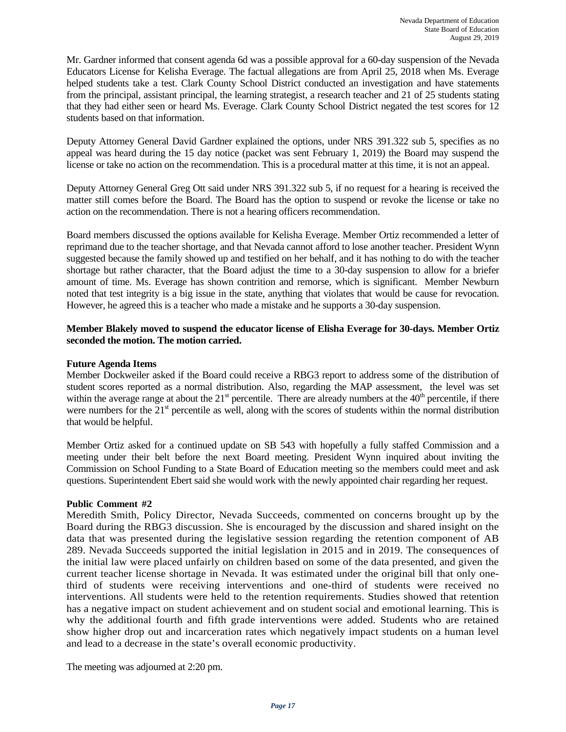Mr. Gardner informed that consent agenda 6d was a possible approval for a 60-day suspension of the Nevada Educators License for Kelisha Everage. The factual allegations are from April 25, 2018 when Ms. Everage helped students take a test. Clark County School District conducted an investigation and have statements from the principal, assistant principal, the learning strategist, a research teacher and 21 of 25 students stating that they had either seen or heard Ms. Everage. Clark County School District negated the test scores for 12 students based on that information.

Deputy Attorney General David Gardner explained the options, under NRS 391.322 sub 5, specifies as no appeal was heard during the 15 day notice (packet was sent February 1, 2019) the Board may suspend the license or take no action on the recommendation. This is a procedural matter at this time, it is not an appeal.

Deputy Attorney General Greg Ott said under NRS 391.322 sub 5, if no request for a hearing is received the matter still comes before the Board. The Board has the option to suspend or revoke the license or take no action on the recommendation. There is not a hearing officers recommendation.

Board members discussed the options available for Kelisha Everage. Member Ortiz recommended a letter of reprimand due to the teacher shortage, and that Nevada cannot afford to lose another teacher. President Wynn suggested because the family showed up and testified on her behalf, and it has nothing to do with the teacher shortage but rather character, that the Board adjust the time to a 30-day suspension to allow for a briefer amount of time. Ms. Everage has shown contrition and remorse, which is significant. Member Newburn noted that test integrity is a big issue in the state, anything that violates that would be cause for revocation. However, he agreed this is a teacher who made a mistake and he supports a 30-day suspension.

**Member Blakely moved to suspend the educator license of Elisha Everage for 30-days. Member Ortiz seconded the motion. The motion carried.**

**Future Agenda Items**

Member Dockweiler asked if the Board could receive a RBG3 report to address some of the distribution of student scores reported as a normal distribution. Also, regarding the MAP assessment, the level was set within the average range at about the 21st percentile. There are already numbers at the 40th percentile, if there were numbers for the 21st percentile as well, along with the scores of students within the normal distribution that would be helpful.

Member Ortiz asked for a continued update on SB 543 with hopefully a fully staffed Commission and a meeting under their belt before the next Board meeting. President Wynn inquired about inviting the Commission on School Funding to a State Board of Education meeting so the members could meet and ask questions. Superintendent Ebert said she would work with the newly appointed chair regarding her request.

**Public Comment #2**

Meredith Smith, Policy Director, Nevada Succeeds, commented on concerns brought up by the Board during the RBG3 discussion. She is encouraged by the discussion and shared insight on the data that was presented during the legislative session regarding the retention component of AB 289. Nevada Succeeds supported the initial legislation in 2015 and in 2019. The consequences of the initial law were placed unfairly on children based on some of the data presented, and given the current teacher license shortage in Nevada. It was estimated under the original bill that only one-third of students were receiving interventions and one-third of students were received no interventions. All students were held to the retention requirements. Studies showed that retention has a negative impact on student achievement and on student social and emotional learning. This is why the additional fourth and fifth grade interventions were added. Students who are retained show higher drop out and incarceration rates which negatively impact students on a human level and lead to a decrease in the state's overall economic productivity.

The meeting was adjourned at 2:20 pm.